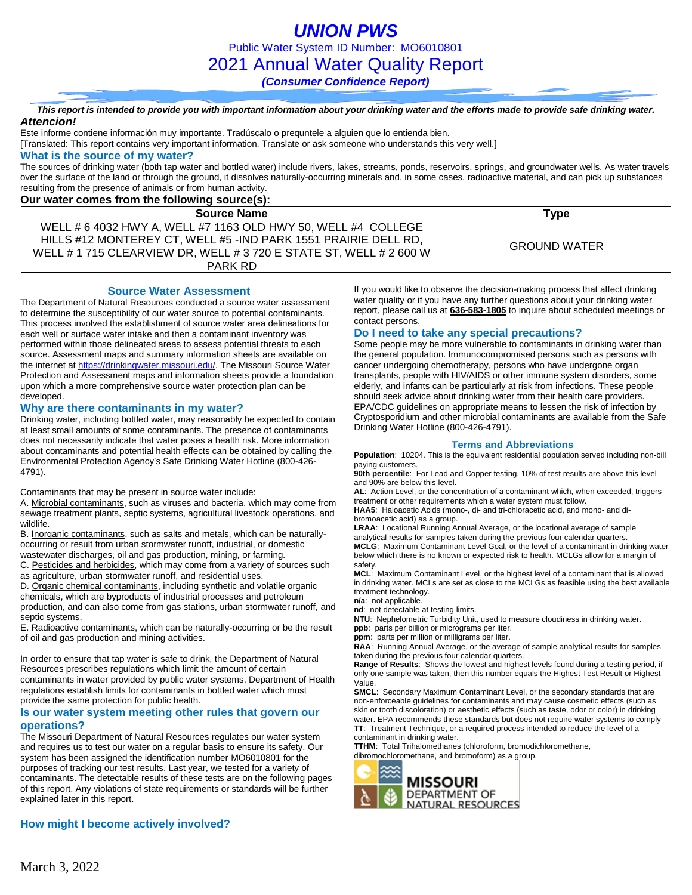# UNION PWS

Public Water System ID Number: MO6010801

## 2021 Annual Water Quality Report

***(Consumer Confidence Report)***

***This report is intended to provide you with important information about your drinking water and the efforts made to provide safe drinking water.***

***Attencion!***

Este informe contiene información muy importante. Tradúscalo o prequntele a alguien que lo entienda bien.
[Translated: This report contains very important information. Translate or ask someone who understands this very well.]

### What is the source of my water?

The sources of drinking water (both tap water and bottled water) include rivers, lakes, streams, ponds, reservoirs, springs, and groundwater wells. As water travels over the surface of the land or through the ground, it dissolves naturally-occurring minerals and, in some cases, radioactive material, and can pick up substances resulting from the presence of animals or from human activity.

**Our water comes from the following source(s):**

| Source Name | Type |
|---|---|
| WELL # 6 4032 HWY A, WELL #7 1163 OLD HWY 50, WELL #4 COLLEGE HILLS #12 MONTEREY CT, WELL #5 -IND PARK 1551 PRAIRIE DELL RD, WELL # 1 715 CLEARVIEW DR, WELL # 3 720 E STATE ST, WELL # 2 600 W PARK RD | GROUND WATER |

### Source Water Assessment

The Department of Natural Resources conducted a source water assessment to determine the susceptibility of our water source to potential contaminants. This process involved the establishment of source water area delineations for each well or surface water intake and then a contaminant inventory was performed within those delineated areas to assess potential threats to each source. Assessment maps and summary information sheets are available on the internet at https://drinkingwater.missouri.edu/. The Missouri Source Water Protection and Assessment maps and information sheets provide a foundation upon which a more comprehensive source water protection plan can be developed.

### Why are there contaminants in my water?

Drinking water, including bottled water, may reasonably be expected to contain at least small amounts of some contaminants. The presence of contaminants does not necessarily indicate that water poses a health risk. More information about contaminants and potential health effects can be obtained by calling the Environmental Protection Agency's Safe Drinking Water Hotline (800-426-4791).

Contaminants that may be present in source water include:

A. Microbial contaminants, such as viruses and bacteria, which may come from sewage treatment plants, septic systems, agricultural livestock operations, and wildlife.

B. Inorganic contaminants, such as salts and metals, which can be naturally-occurring or result from urban stormwater runoff, industrial, or domestic wastewater discharges, oil and gas production, mining, or farming.

C. Pesticides and herbicides, which may come from a variety of sources such as agriculture, urban stormwater runoff, and residential uses.

D. Organic chemical contaminants, including synthetic and volatile organic chemicals, which are byproducts of industrial processes and petroleum production, and can also come from gas stations, urban stormwater runoff, and septic systems.

E. Radioactive contaminants, which can be naturally-occurring or be the result of oil and gas production and mining activities.

In order to ensure that tap water is safe to drink, the Department of Natural Resources prescribes regulations which limit the amount of certain contaminants in water provided by public water systems. Department of Health regulations establish limits for contaminants in bottled water which must provide the same protection for public health.

### Is our water system meeting other rules that govern our operations?

The Missouri Department of Natural Resources regulates our water system and requires us to test our water on a regular basis to ensure its safety. Our system has been assigned the identification number MO6010801 for the purposes of tracking our test results. Last year, we tested for a variety of contaminants. The detectable results of these tests are on the following pages of this report. Any violations of state requirements or standards will be further explained later in this report.

### How might I become actively involved?

If you would like to observe the decision-making process that affect drinking water quality or if you have any further questions about your drinking water report, please call us at **636-583-1805** to inquire about scheduled meetings or contact persons.

### Do I need to take any special precautions?

Some people may be more vulnerable to contaminants in drinking water than the general population. Immunocompromised persons such as persons with cancer undergoing chemotherapy, persons who have undergone organ transplants, people with HIV/AIDS or other immune system disorders, some elderly, and infants can be particularly at risk from infections. These people should seek advice about drinking water from their health care providers. EPA/CDC guidelines on appropriate means to lessen the risk of infection by Cryptosporidium and other microbial contaminants are available from the Safe Drinking Water Hotline (800-426-4791).

### Terms and Abbreviations

**Population**: 10204. This is the equivalent residential population served including non-bill paying customers.

**90th percentile**: For Lead and Copper testing. 10% of test results are above this level and 90% are below this level.

**AL**: Action Level, or the concentration of a contaminant which, when exceeded, triggers treatment or other requirements which a water system must follow.

**HAA5**: Haloacetic Acids (mono-, di- and tri-chloracetic acid, and mono- and di-bromoacetic acid) as a group.

**LRAA**: Locational Running Annual Average, or the locational average of sample analytical results for samples taken during the previous four calendar quarters.

**MCLG**: Maximum Contaminant Level Goal, or the level of a contaminant in drinking water below which there is no known or expected risk to health. MCLGs allow for a margin of safety.

**MCL**: Maximum Contaminant Level, or the highest level of a contaminant that is allowed in drinking water. MCLs are set as close to the MCLGs as feasible using the best available treatment technology.

**n/a**: not applicable.

**nd**: not detectable at testing limits.

**NTU**: Nephelometric Turbidity Unit, used to measure cloudiness in drinking water.

**ppb**: parts per billion or micrograms per liter.

**ppm**: parts per million or milligrams per liter.

**RAA**: Running Annual Average, or the average of sample analytical results for samples taken during the previous four calendar quarters.

**Range of Results**: Shows the lowest and highest levels found during a testing period, if only one sample was taken, then this number equals the Highest Test Result or Highest Value.

**SMCL**: Secondary Maximum Contaminant Level, or the secondary standards that are non-enforceable guidelines for contaminants and may cause cosmetic effects (such as skin or tooth discoloration) or aesthetic effects (such as taste, odor or color) in drinking water. EPA recommends these standards but does not require water systems to comply

**TT**: Treatment Technique, or a required process intended to reduce the level of a contaminant in drinking water.

**TTHM**: Total Trihalomethanes (chloroform, bromodichloromethane, dibromochloromethane, and bromoform) as a group.

MISSOURI DEPARTMENT OF NATURAL RESOURCES

March 3, 2022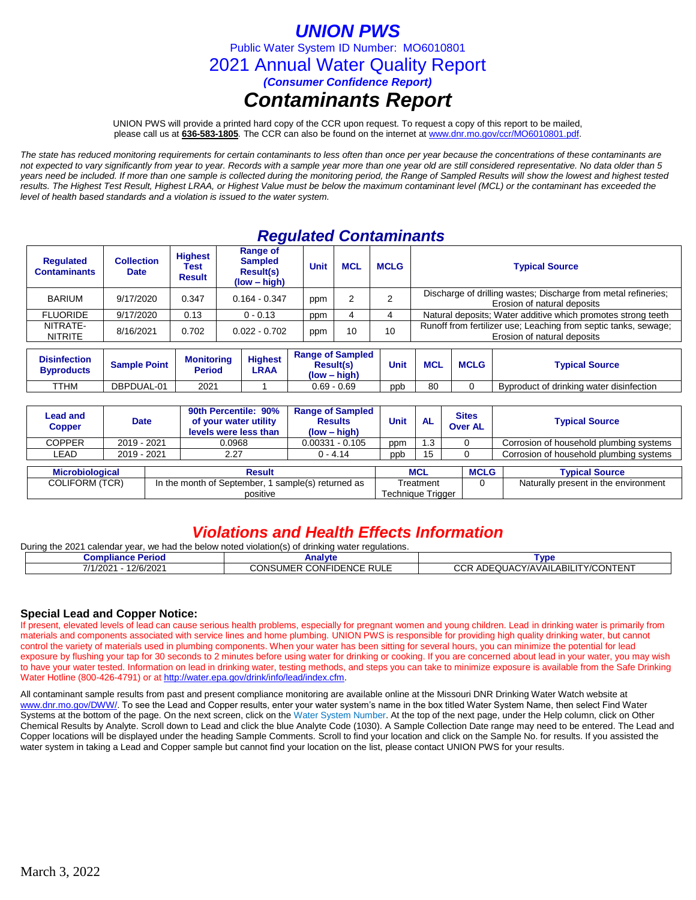# UNION PWS

Public Water System ID Number: MO6010801

## 2021 Annual Water Quality Report

***(Consumer Confidence Report)***

# *Contaminants Report*

UNION PWS will provide a printed hard copy of the CCR upon request. To request a copy of this report to be mailed, please call us at **636-583-1805**. The CCR can also be found on the internet at www.dnr.mo.gov/ccr/MO6010801.pdf.

*The state has reduced monitoring requirements for certain contaminants to less often than once per year because the concentrations of these contaminants are not expected to vary significantly from year to year. Records with a sample year more than one year old are still considered representative. No data older than 5 years need be included. If more than one sample is collected during the monitoring period, the Range of Sampled Results will show the lowest and highest tested results. The Highest Test Result, Highest LRAA, or Highest Value must be below the maximum contaminant level (MCL) or the contaminant has exceeded the level of health based standards and a violation is issued to the water system.*

## *Regulated Contaminants*

| Regulated Contaminants | Collection Date | Highest Test Result | Range of Sampled Result(s) (low – high) | Unit | MCL | MCLG | Typical Source |
|---|---|---|---|---|---|---|---|
| BARIUM | 9/17/2020 | 0.347 | 0.164 - 0.347 | ppm | 2 | 2 | Discharge of drilling wastes; Discharge from metal refineries; Erosion of natural deposits |
| FLUORIDE | 9/17/2020 | 0.13 | 0 - 0.13 | ppm | 4 | 4 | Natural deposits; Water additive which promotes strong teeth |
| NITRATE-NITRITE | 8/16/2021 | 0.702 | 0.022 - 0.702 | ppm | 10 | 10 | Runoff from fertilizer use; Leaching from septic tanks, sewage; Erosion of natural deposits |

| Disinfection Byproducts | Sample Point | Monitoring Period | Highest LRAA | Range of Sampled Result(s) (low – high) | Unit | MCL | MCLG | Typical Source |
|---|---|---|---|---|---|---|---|---|
| TTHM | DBPDUAL-01 | 2021 | 1 | 0.69 - 0.69 | ppb | 80 | 0 | Byproduct of drinking water disinfection |

| Lead and Copper | Date | 90th Percentile: 90% of your water utility levels were less than | Range of Sampled Results (low – high) | Unit | AL | Sites Over AL | Typical Source |
|---|---|---|---|---|---|---|---|
| COPPER | 2019 - 2021 | 0.0968 | 0.00331 - 0.105 | ppm | 1.3 | 0 | Corrosion of household plumbing systems |
| LEAD | 2019 - 2021 | 2.27 | 0 - 4.14 | ppb | 15 | 0 | Corrosion of household plumbing systems |

| Microbiological | Result | MCL | MCLG | Typical Source |
|---|---|---|---|---|
| COLIFORM (TCR) | In the month of September, 1 sample(s) returned as positive | Treatment Technique Trigger | 0 | Naturally present in the environment |

## *Violations and Health Effects Information*

During the 2021 calendar year, we had the below noted violation(s) of drinking water regulations.

| Compliance Period | Analyte | Type |
|---|---|---|
| 7/1/2021 - 12/6/2021 | CONSUMER CONFIDENCE RULE | CCR ADEQUACY/AVAILABILITY/CONTENT |

### Special Lead and Copper Notice:

If present, elevated levels of lead can cause serious health problems, especially for pregnant women and young children. Lead in drinking water is primarily from materials and components associated with service lines and home plumbing. UNION PWS is responsible for providing high quality drinking water, but cannot control the variety of materials used in plumbing components. When your water has been sitting for several hours, you can minimize the potential for lead exposure by flushing your tap for 30 seconds to 2 minutes before using water for drinking or cooking. If you are concerned about lead in your water, you may wish to have your water tested. Information on lead in drinking water, testing methods, and steps you can take to minimize exposure is available from the Safe Drinking Water Hotline (800-426-4791) or at http://water.epa.gov/drink/info/lead/index.cfm.

All contaminant sample results from past and present compliance monitoring are available online at the Missouri DNR Drinking Water Watch website at www.dnr.mo.gov/DWW/. To see the Lead and Copper results, enter your water system's name in the box titled Water System Name, then select Find Water Systems at the bottom of the page. On the next screen, click on the Water System Number. At the top of the next page, under the Help column, click on Other Chemical Results by Analyte. Scroll down to Lead and click the blue Analyte Code (1030). A Sample Collection Date range may need to be entered. The Lead and Copper locations will be displayed under the heading Sample Comments. Scroll to find your location and click on the Sample No. for results. If you assisted the water system in taking a Lead and Copper sample but cannot find your location on the list, please contact UNION PWS for your results.

March 3, 2022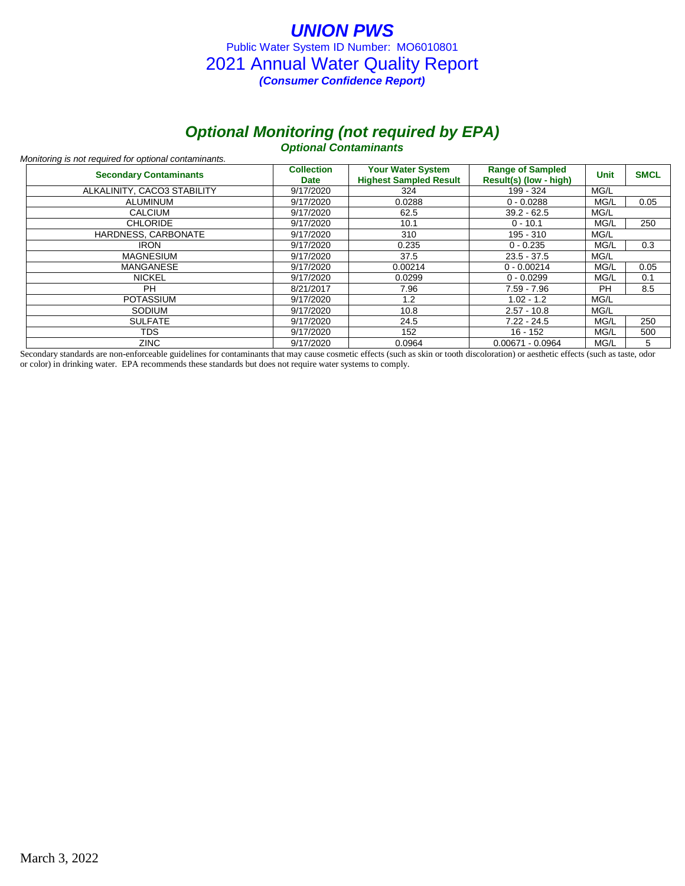# UNION PWS

Public Water System ID Number: MO6010801

## 2021 Annual Water Quality Report

***(Consumer Confidence Report)***

## *Optional Monitoring (not required by EPA)*

***Optional Contaminants***

*Monitoring is not required for optional contaminants.*

| Secondary Contaminants | Collection Date | Your Water System Highest Sampled Result | Range of Sampled Result(s) (low - high) | Unit | SMCL |
|---|---|---|---|---|---|
| ALKALINITY, CACO3 STABILITY | 9/17/2020 | 324 | 199 - 324 | MG/L | |
| ALUMINUM | 9/17/2020 | 0.0288 | 0 - 0.0288 | MG/L | 0.05 |
| CALCIUM | 9/17/2020 | 62.5 | 39.2 - 62.5 | MG/L | |
| CHLORIDE | 9/17/2020 | 10.1 | 0 - 10.1 | MG/L | 250 |
| HARDNESS, CARBONATE | 9/17/2020 | 310 | 195 - 310 | MG/L | |
| IRON | 9/17/2020 | 0.235 | 0 - 0.235 | MG/L | 0.3 |
| MAGNESIUM | 9/17/2020 | 37.5 | 23.5 - 37.5 | MG/L | |
| MANGANESE | 9/17/2020 | 0.00214 | 0 - 0.00214 | MG/L | 0.05 |
| NICKEL | 9/17/2020 | 0.0299 | 0 - 0.0299 | MG/L | 0.1 |
| PH | 8/21/2017 | 7.96 | 7.59 - 7.96 | PH | 8.5 |
| POTASSIUM | 9/17/2020 | 1.2 | 1.02 - 1.2 | MG/L | |
| SODIUM | 9/17/2020 | 10.8 | 2.57 - 10.8 | MG/L | |
| SULFATE | 9/17/2020 | 24.5 | 7.22 - 24.5 | MG/L | 250 |
| TDS | 9/17/2020 | 152 | 16 - 152 | MG/L | 500 |
| ZINC | 9/17/2020 | 0.0964 | 0.00671 - 0.0964 | MG/L | 5 |

Secondary standards are non-enforceable guidelines for contaminants that may cause cosmetic effects (such as skin or tooth discoloration) or aesthetic effects (such as taste, odor or color) in drinking water. EPA recommends these standards but does not require water systems to comply.

March 3, 2022